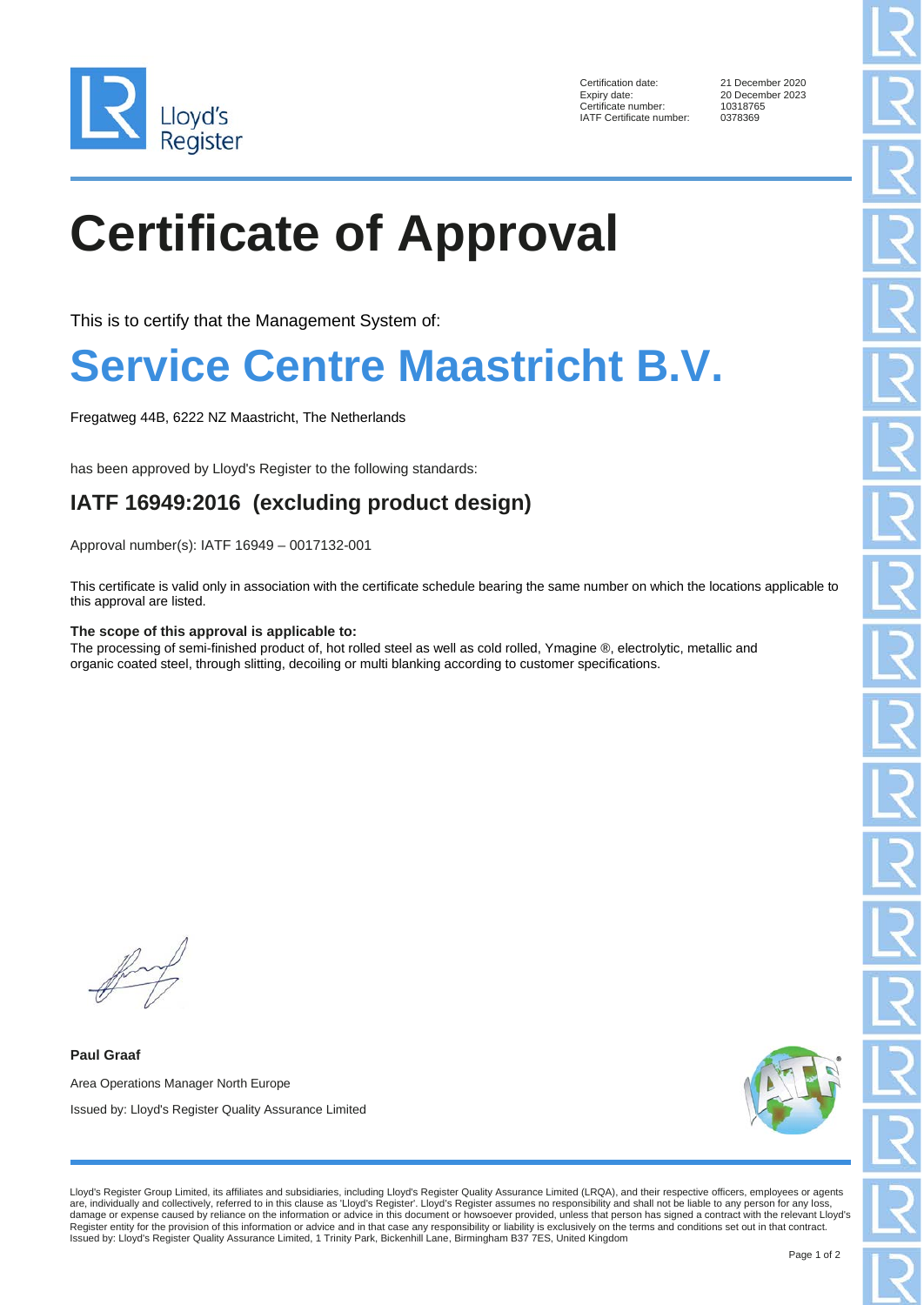Lloyd's Register

| | |
|---|---|
| Certification date: | 21 December 2020 |
| Expiry date: | 20 December 2023 |
| Certificate number: | 10318765 |
| IATF Certificate number: | 0378369 |

# Certificate of Approval

This is to certify that the Management System of:

# Service Centre Maastricht B.V.

Fregatweg 44B, 6222 NZ Maastricht, The Netherlands

has been approved by Lloyd's Register to the following standards:

## IATF 16949:2016 (excluding product design)

Approval number(s): IATF 16949 – 0017132-001

This certificate is valid only in association with the certificate schedule bearing the same number on which the locations applicable to this approval are listed.

**The scope of this approval is applicable to:**
The processing of semi-finished product of, hot rolled steel as well as cold rolled, Ymagine ®, electrolytic, metallic and organic coated steel, through slitting, decoiling or multi blanking according to customer specifications.

**Paul Graaf**

Area Operations Manager North Europe

Issued by: Lloyd's Register Quality Assurance Limited

Lloyd's Register Group Limited, its affiliates and subsidiaries, including Lloyd's Register Quality Assurance Limited (LRQA), and their respective officers, employees or agents are, individually and collectively, referred to in this clause as 'Lloyd's Register'. Lloyd's Register assumes no responsibility and shall not be liable to any person for any loss, damage or expense caused by reliance on the information or advice in this document or howsoever provided, unless that person has signed a contract with the relevant Lloyd's Register entity for the provision of this information or advice and in that case any responsibility or liability is exclusively on the terms and conditions set out in that contract.
Issued by: Lloyd's Register Quality Assurance Limited, 1 Trinity Park, Bickenhill Lane, Birmingham B37 7ES, United Kingdom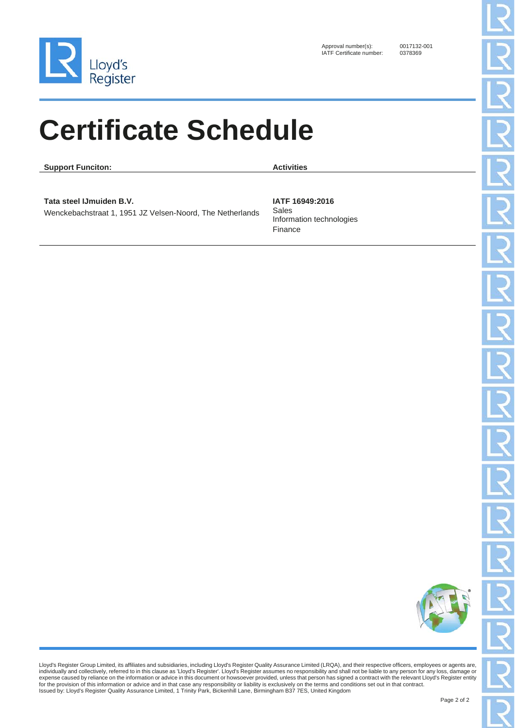Approval number(s): 0017132-001
IATF Certificate number: 0378369

# Certificate Schedule

| Support Funciton: | Activities |
| --- | --- |
| **Tata steel IJmuiden B.V.**<br>Wenckebachstraat 1, 1951 JZ Velsen-Noord, The Netherlands | **IATF 16949:2016**<br>Sales<br>Information technologies<br>Finance |

Lloyd's Register Group Limited, its affiliates and subsidiaries, including Lloyd's Register Quality Assurance Limited (LRQA), and their respective officers, employees or agents are, individually and collectively, referred to in this clause as 'Lloyd's Register'. Lloyd's Register assumes no responsibility and shall not be liable to any person for any loss, damage or expense caused by reliance on the information or advice in this document or howsoever provided, unless that person has signed a contract with the relevant Lloyd's Register entity for the provision of this information or advice and in that case any responsibility or liability is exclusively on the terms and conditions set out in that contract.
Issued by: Lloyd's Register Quality Assurance Limited, 1 Trinity Park, Bickenhill Lane, Birmingham B37 7ES, United Kingdom